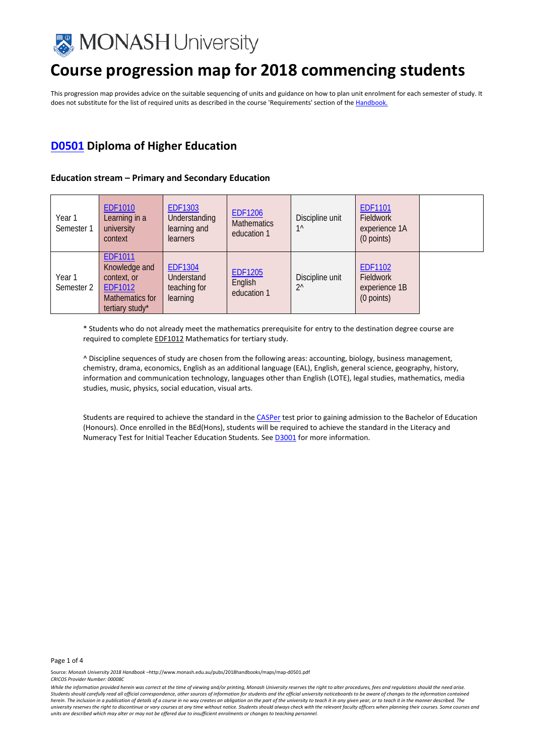# MONASH University

# Course progression map for 2018 commencing students

This progression map provides advice on the suitable sequencing of units and guidance on how to plan unit enrolment for each semester of study. It does not substitute for the list of required units as described in the course 'Requirements' section of the Handbook.

## D0501 Diploma of Higher Education

### Education stream – Primary and Secondary Education

| | | | | | | |
|---|---|---|---|---|---|---|
| Year 1 Semester 1 | EDF1010 Learning in a university context | EDF1303 Understanding learning and learners | EDF1206 Mathematics education 1 | Discipline unit 1^ | EDF1101 Fieldwork experience 1A (0 points) | |
| Year 1 Semester 2 | EDF1011 Knowledge and context, or EDF1012 Mathematics for tertiary study* | EDF1304 Understand teaching for learning | EDF1205 English education 1 | Discipline unit 2^ | EDF1102 Fieldwork experience 1B (0 points) | |

\* Students who do not already meet the mathematics prerequisite for entry to the destination degree course are required to complete EDF1012 Mathematics for tertiary study.

^ Discipline sequences of study are chosen from the following areas: accounting, biology, business management, chemistry, drama, economics, English as an additional language (EAL), English, general science, geography, history, information and communication technology, languages other than English (LOTE), legal studies, mathematics, media studies, music, physics, social education, visual arts.

Students are required to achieve the standard in the CASPer test prior to gaining admission to the Bachelor of Education (Honours). Once enrolled in the BEd(Hons), students will be required to achieve the standard in the Literacy and Numeracy Test for Initial Teacher Education Students. See D3001 for more information.

Source: *Monash University 2018 Handbook* –http://www.monash.edu.au/pubs/2018handbooks/maps/map-d0501.pdf
*CRICOS Provider Number: 00008C*

*While the information provided herein was correct at the time of viewing and/or printing, Monash University reserves the right to alter procedures, fees and regulations should the need arise. Students should carefully read all official correspondence, other sources of information for students and the official university noticeboards to be aware of changes to the information contained herein. The inclusion in a publication of details of a course in no way creates an obligation on the part of the university to teach it in any given year, or to teach it in the manner described. The university reserves the right to discontinue or vary courses at any time without notice. Students should always check with the relevant faculty officers when planning their courses. Some courses and units are described which may alter or may not be offered due to insufficient enrolments or changes to teaching personnel.*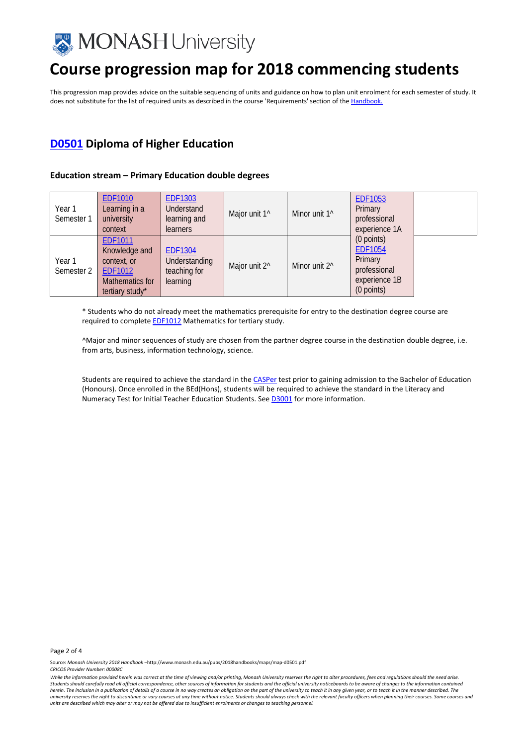# Course progression map for 2018 commencing students

This progression map provides advice on the suitable sequencing of units and guidance on how to plan unit enrolment for each semester of study. It does not substitute for the list of required units as described in the course 'Requirements' section of the Handbook.

## D0501 Diploma of Higher Education

### Education stream – Primary Education double degrees

| | | | | | | |
|---|---|---|---|---|---|---|
| Year 1 Semester 1 | EDF1010 Learning in a university context | EDF1303 Understand learning and learners | Major unit 1^ | Minor unit 1^ | EDF1053 Primary professional experience 1A (0 points) EDF1054 Primary professional experience 1B (0 points) | |
| Year 1 Semester 2 | EDF1011 Knowledge and context, or EDF1012 Mathematics for tertiary study* | EDF1304 Understanding teaching for learning | Major unit 2^ | Minor unit 2^ | | |

* Students who do not already meet the mathematics prerequisite for entry to the destination degree course are required to complete EDF1012 Mathematics for tertiary study.

^Major and minor sequences of study are chosen from the partner degree course in the destination double degree, i.e. from arts, business, information technology, science.

Students are required to achieve the standard in the CASPer test prior to gaining admission to the Bachelor of Education (Honours). Once enrolled in the BEd(Hons), students will be required to achieve the standard in the Literacy and Numeracy Test for Initial Teacher Education Students. See D3001 for more information.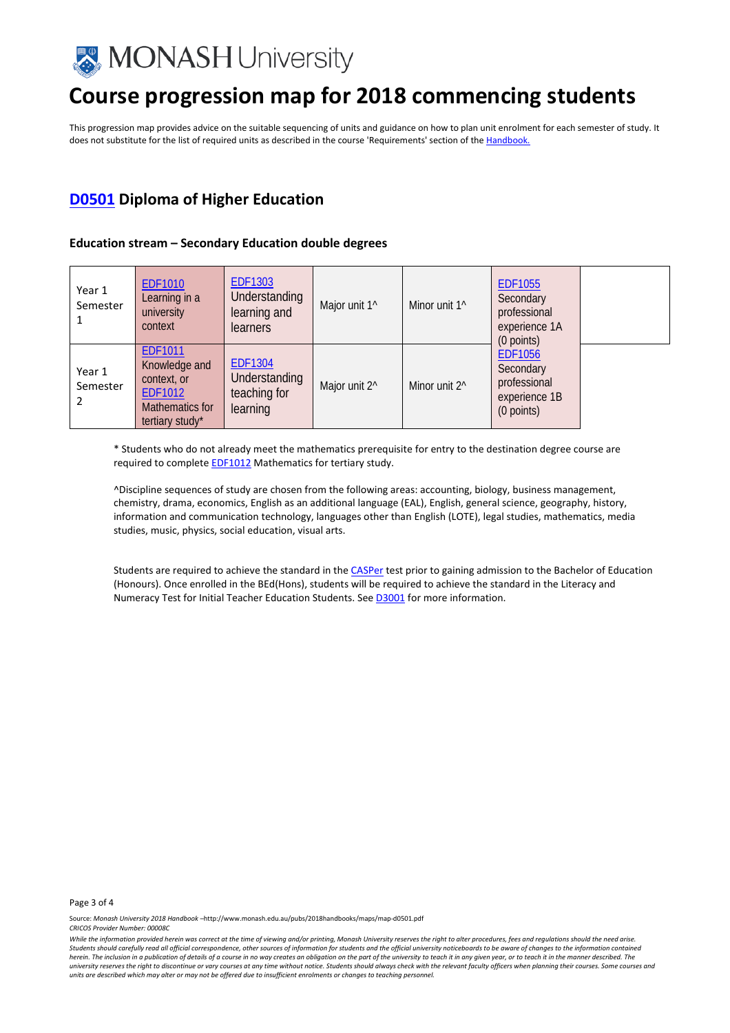# Course progression map for 2018 commencing students

This progression map provides advice on the suitable sequencing of units and guidance on how to plan unit enrolment for each semester of study. It does not substitute for the list of required units as described in the course 'Requirements' section of the Handbook.

## D0501 Diploma of Higher Education

### Education stream – Secondary Education double degrees

| | | | | | | |
|---|---|---|---|---|---|---|
| Year 1 Semester 1 | EDF1010 Learning in a university context | EDF1303 Understanding learning and learners | Major unit 1^ | Minor unit 1^ | EDF1055 Secondary professional experience 1A (0 points) | |
| Year 1 Semester 2 | EDF1011 Knowledge and context, or EDF1012 Mathematics for tertiary study* | EDF1304 Understanding teaching for learning | Major unit 2^ | Minor unit 2^ | EDF1056 Secondary professional experience 1B (0 points) | |

\* Students who do not already meet the mathematics prerequisite for entry to the destination degree course are required to complete EDF1012 Mathematics for tertiary study.

^Discipline sequences of study are chosen from the following areas: accounting, biology, business management, chemistry, drama, economics, English as an additional language (EAL), English, general science, geography, history, information and communication technology, languages other than English (LOTE), legal studies, mathematics, media studies, music, physics, social education, visual arts.

Students are required to achieve the standard in the CASPer test prior to gaining admission to the Bachelor of Education (Honours). Once enrolled in the BEd(Hons), students will be required to achieve the standard in the Literacy and Numeracy Test for Initial Teacher Education Students. See D3001 for more information.

Source: *Monash University 2018 Handbook* –http://www.monash.edu.au/pubs/2018handbooks/maps/map-d0501.pdf
*CRICOS Provider Number: 00008C*

*While the information provided herein was correct at the time of viewing and/or printing, Monash University reserves the right to alter procedures, fees and regulations should the need arise. Students should carefully read all official correspondence, other sources of information for students and the official university noticeboards to be aware of changes to the information contained herein. The inclusion in a publication of details of a course in no way creates an obligation on the part of the university to teach it in any given year, or to teach it in the manner described. The university reserves the right to discontinue or vary courses at any time without notice. Students should always check with the relevant faculty officers when planning their courses. Some courses and units are described which may alter or may not be offered due to insufficient enrolments or changes to teaching personnel.*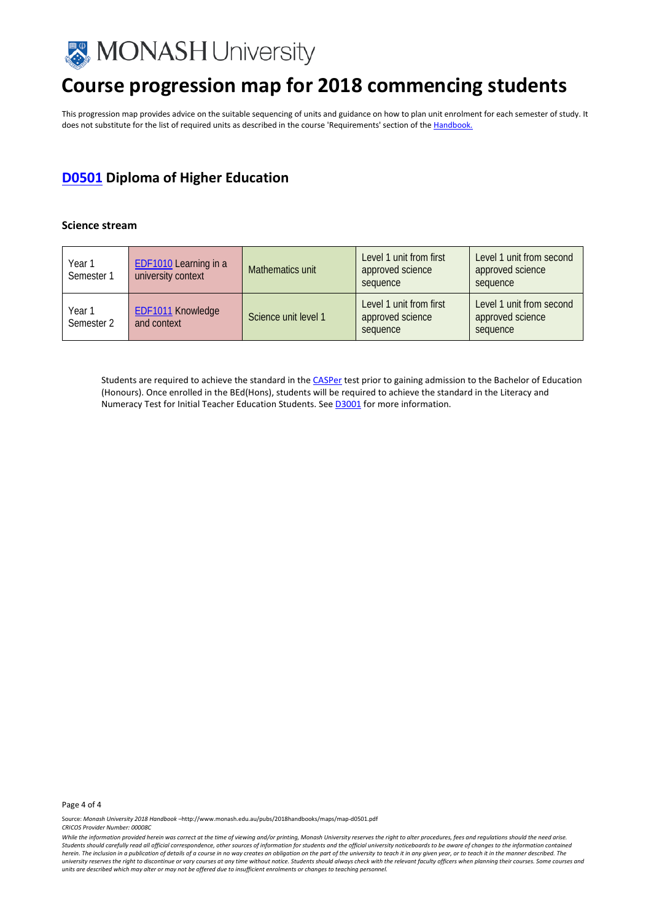# Course progression map for 2018 commencing students

This progression map provides advice on the suitable sequencing of units and guidance on how to plan unit enrolment for each semester of study. It does not substitute for the list of required units as described in the course 'Requirements' section of the Handbook.

## D0501 Diploma of Higher Education

### Science stream

| | | | | |
|---|---|---|---|---|
| Year 1 Semester 1 | EDF1010 Learning in a university context | Mathematics unit | Level 1 unit from first approved science sequence | Level 1 unit from second approved science sequence |
| Year 1 Semester 2 | EDF1011 Knowledge and context | Science unit level 1 | Level 1 unit from first approved science sequence | Level 1 unit from second approved science sequence |

Students are required to achieve the standard in the CASPer test prior to gaining admission to the Bachelor of Education (Honours). Once enrolled in the BEd(Hons), students will be required to achieve the standard in the Literacy and Numeracy Test for Initial Teacher Education Students. See D3001 for more information.

Source: *Monash University 2018 Handbook* –http://www.monash.edu.au/pubs/2018handbooks/maps/map-d0501.pdf
*CRICOS Provider Number: 00008C*

*While the information provided herein was correct at the time of viewing and/or printing, Monash University reserves the right to alter procedures, fees and regulations should the need arise. Students should carefully read all official correspondence, other sources of information for students and the official university noticeboards to be aware of changes to the information contained herein. The inclusion in a publication of details of a course in no way creates an obligation on the part of the university to teach it in any given year, or to teach it in the manner described. The university reserves the right to discontinue or vary courses at any time without notice. Students should always check with the relevant faculty officers when planning their courses. Some courses and units are described which may alter or may not be offered due to insufficient enrolments or changes to teaching personnel.*